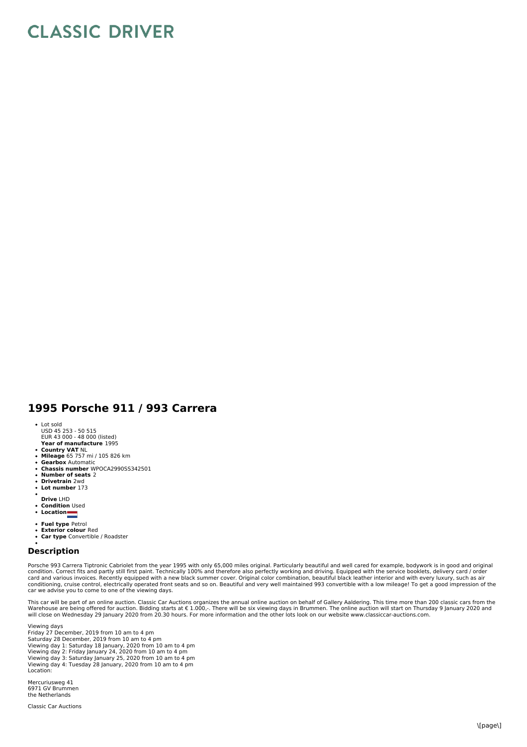# CLASSIC DRIVER

## 1995 Porsche 911 / 993 Carrera

- Lot sold
  USD 45 253 - 50 515
  EUR 43 000 - 48 000 (listed)
- **Year of manufacture** 1995
- **Country VAT** NL
- **Mileage** 65 757 mi / 105 826 km
- **Gearbox** Automatic
- **Chassis number** WPOCA2990SS342501
- **Number of seats** 2
- **Drivetrain** 2wd
- **Lot number** 173
- **Drive** LHD
- **Condition** Used
- **Location**
- **Fuel type** Petrol
- **Exterior colour** Red
- **Car type** Convertible / Roadster

### Description

Porsche 993 Carrera Tiptronic Cabriolet from the year 1995 with only 65,000 miles original. Particularly beautiful and well cared for example, bodywork is in good and original condition. Correct fits and partly still first paint. Technically 100% and therefore also perfectly working and driving. Equipped with the service booklets, delivery card / order card and various invoices. Recently equipped with a new black summer cover. Original color combination, beautiful black leather interior and with every luxury, such as air conditioning, cruise control, electrically operated front seats and so on. Beautiful and very well maintained 993 convertible with a low mileage! To get a good impression of the car we advise you to come to one of the viewing days.

This car will be part of an online auction. Classic Car Auctions organizes the annual online auction on behalf of Gallery Aaldering. This time more than 200 classic cars from the Warehouse are being offered for auction. Bidding starts at € 1.000,-. There will be six viewing days in Brummen. The online auction will start on Thursday 9 January 2020 and will close on Wednesday 29 January 2020 from 20.30 hours. For more information and the other lots look on our website www.classiccar-auctions.com.

Viewing days
Friday 27 December, 2019 from 10 am to 4 pm
Saturday 28 December, 2019 from 10 am to 4 pm
Viewing day 1: Saturday 18 January, 2020 from 10 am to 4 pm
Viewing day 2: Friday January 24, 2020 from 10 am to 4 pm
Viewing day 3: Saturday January 25, 2020 from 10 am to 4 pm
Viewing day 4: Tuesday 28 January, 2020 from 10 am to 4 pm
Location:

Mercuriusweg 41
6971 GV Brummen
the Netherlands

Classic Car Auctions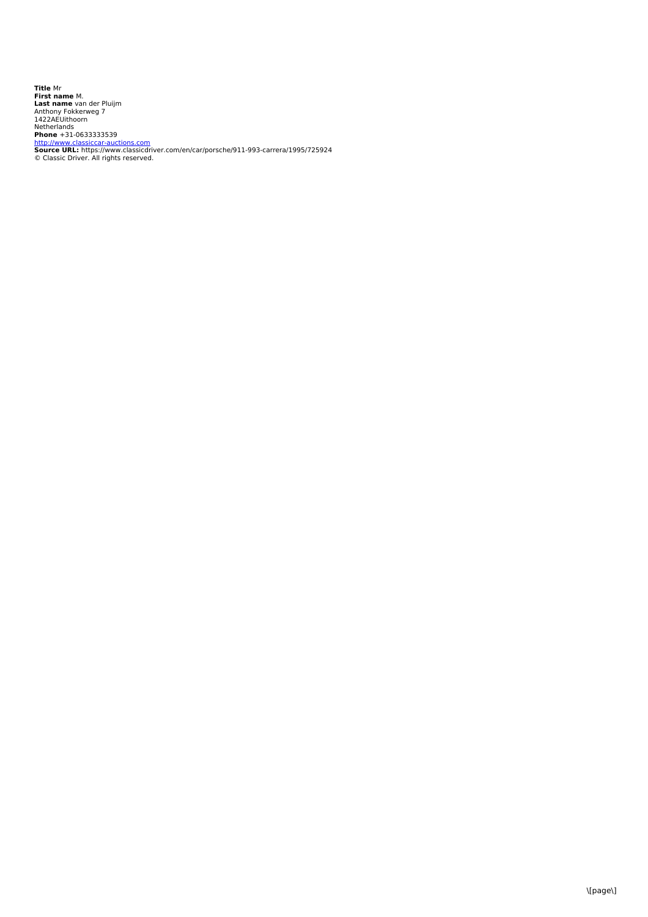**Title** Mr
**First name** M.
**Last name** van der Pluijm
Anthony Fokkerweg 7
1422AEUithoorn
Netherlands
**Phone** +31-0633333539
http://www.classiccar-auctions.com
**Source URL:** https://www.classicdriver.com/en/car/porsche/911-993-carrera/1995/725924
© Classic Driver. All rights reserved.